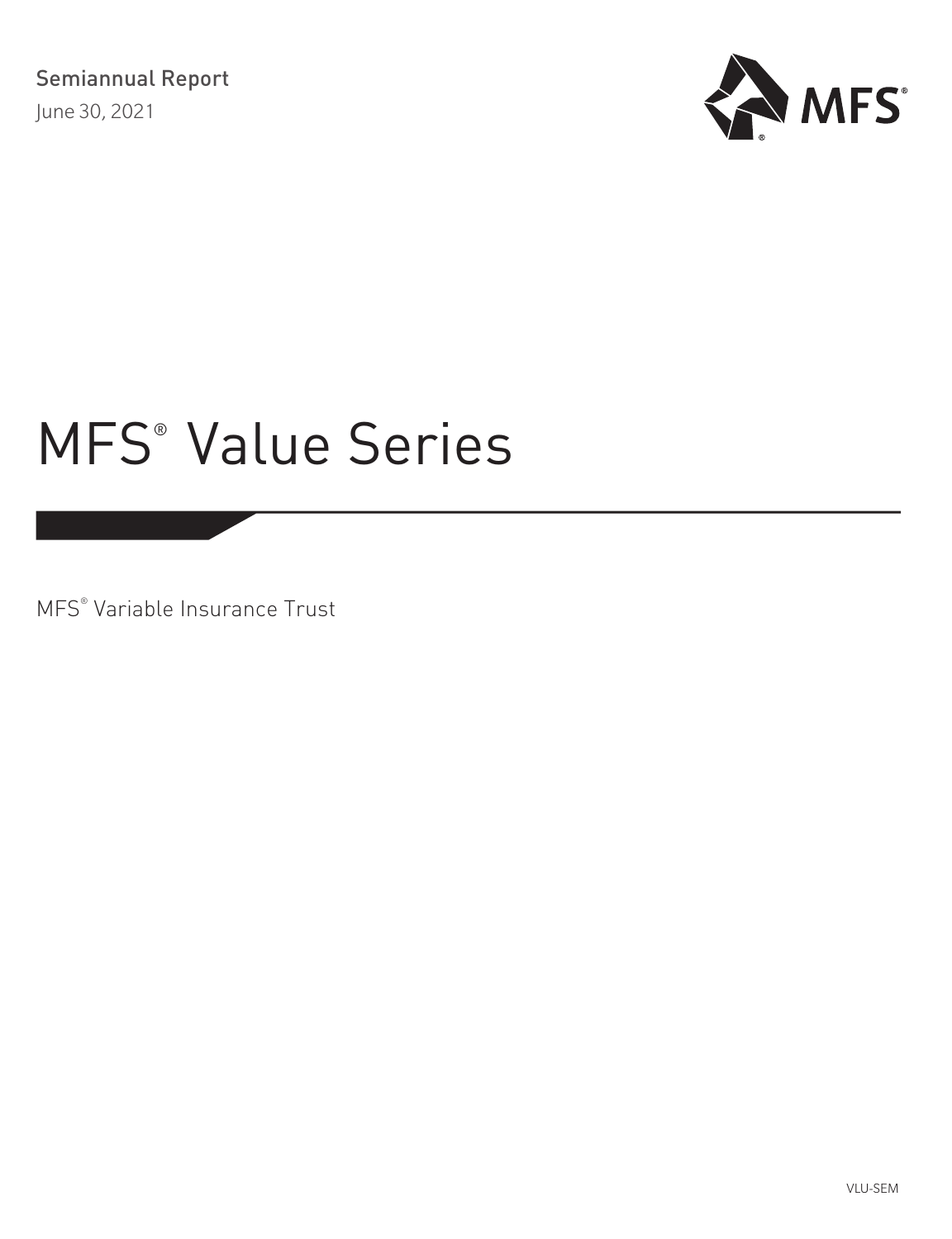Semiannual Report

June 30, 2021

MFS®

# MFS® Value Series

MFS® Variable Insurance Trust

VLU-SEM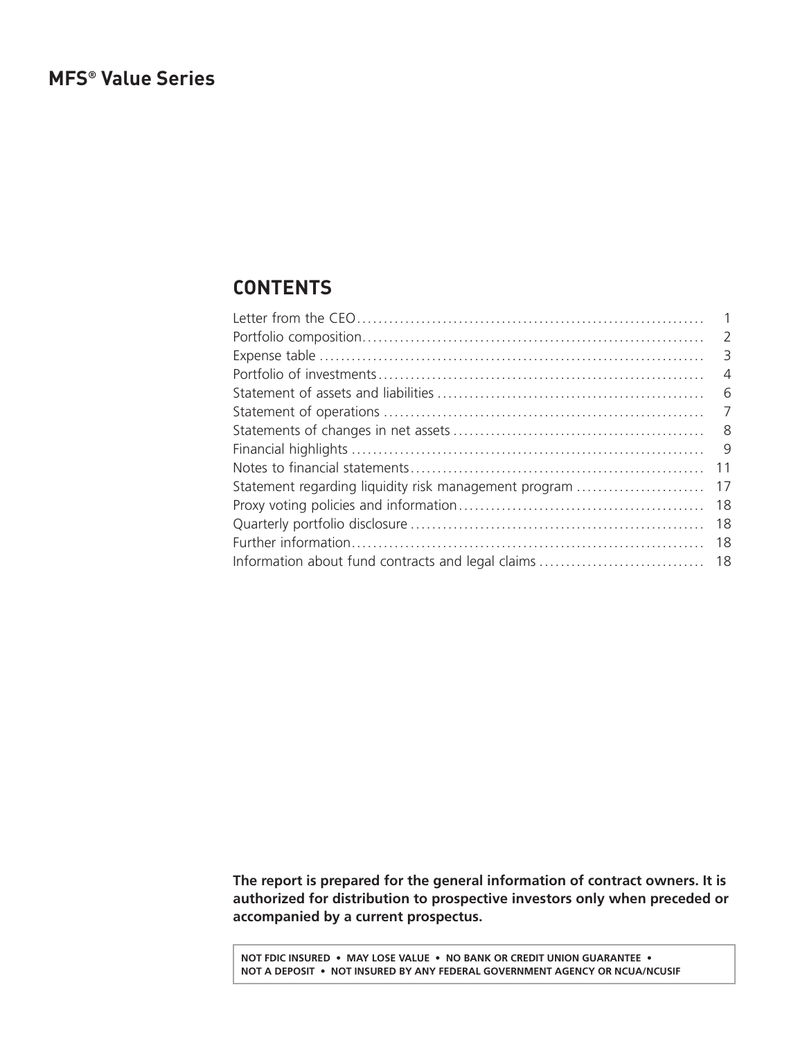# MFS® Value Series

## CONTENTS

| | |
|---|---|
| Letter from the CEO | 1 |
| Portfolio composition | 2 |
| Expense table | 3 |
| Portfolio of investments | 4 |
| Statement of assets and liabilities | 6 |
| Statement of operations | 7 |
| Statements of changes in net assets | 8 |
| Financial highlights | 9 |
| Notes to financial statements | 11 |
| Statement regarding liquidity risk management program | 17 |
| Proxy voting policies and information | 18 |
| Quarterly portfolio disclosure | 18 |
| Further information | 18 |
| Information about fund contracts and legal claims | 18 |

**The report is prepared for the general information of contract owners. It is authorized for distribution to prospective investors only when preceded or accompanied by a current prospectus.**

**NOT FDIC INSURED • MAY LOSE VALUE • NO BANK OR CREDIT UNION GUARANTEE • NOT A DEPOSIT • NOT INSURED BY ANY FEDERAL GOVERNMENT AGENCY OR NCUA/NCUSIF**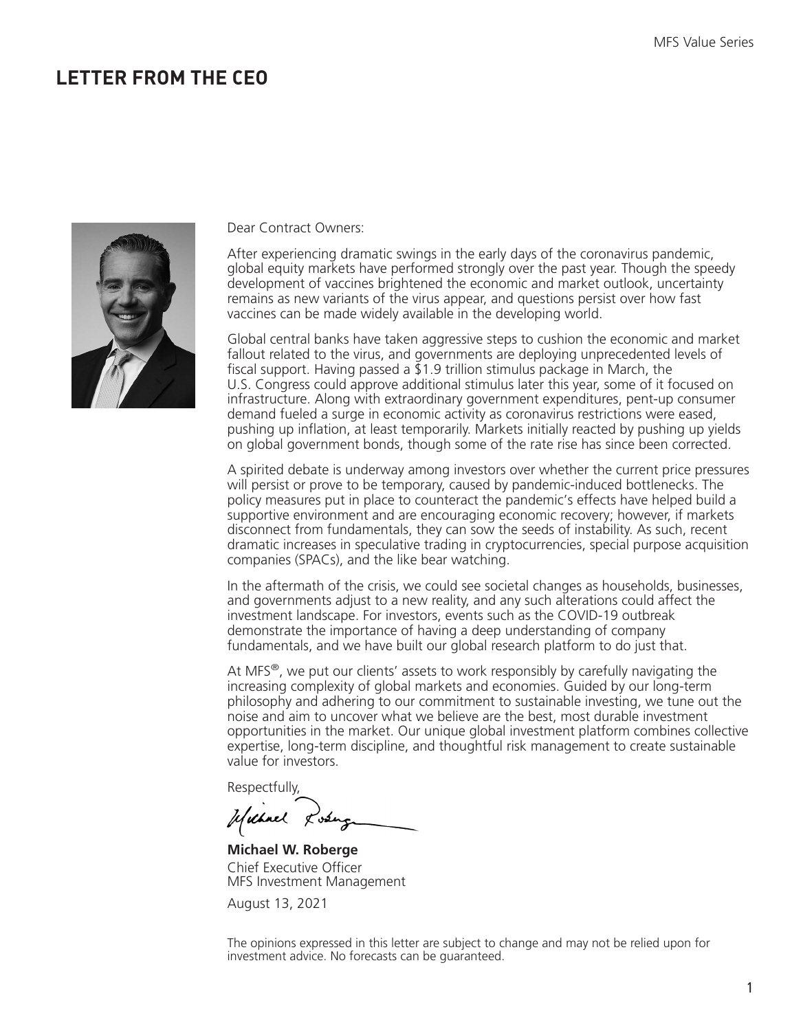# LETTER FROM THE CEO

Dear Contract Owners:

After experiencing dramatic swings in the early days of the coronavirus pandemic, global equity markets have performed strongly over the past year. Though the speedy development of vaccines brightened the economic and market outlook, uncertainty remains as new variants of the virus appear, and questions persist over how fast vaccines can be made widely available in the developing world.

Global central banks have taken aggressive steps to cushion the economic and market fallout related to the virus, and governments are deploying unprecedented levels of fiscal support. Having passed a $1.9 trillion stimulus package in March, the U.S. Congress could approve additional stimulus later this year, some of it focused on infrastructure. Along with extraordinary government expenditures, pent-up consumer demand fueled a surge in economic activity as coronavirus restrictions were eased, pushing up inflation, at least temporarily. Markets initially reacted by pushing up yields on global government bonds, though some of the rate rise has since been corrected.

A spirited debate is underway among investors over whether the current price pressures will persist or prove to be temporary, caused by pandemic-induced bottlenecks. The policy measures put in place to counteract the pandemic's effects have helped build a supportive environment and are encouraging economic recovery; however, if markets disconnect from fundamentals, they can sow the seeds of instability. As such, recent dramatic increases in speculative trading in cryptocurrencies, special purpose acquisition companies (SPACs), and the like bear watching.

In the aftermath of the crisis, we could see societal changes as households, businesses, and governments adjust to a new reality, and any such alterations could affect the investment landscape. For investors, events such as the COVID-19 outbreak demonstrate the importance of having a deep understanding of company fundamentals, and we have built our global research platform to do just that.

At MFS®, we put our clients' assets to work responsibly by carefully navigating the increasing complexity of global markets and economies. Guided by our long-term philosophy and adhering to our commitment to sustainable investing, we tune out the noise and aim to uncover what we believe are the best, most durable investment opportunities in the market. Our unique global investment platform combines collective expertise, long-term discipline, and thoughtful risk management to create sustainable value for investors.

Respectfully,

**Michael W. Roberge**
Chief Executive Officer
MFS Investment Management

August 13, 2021

The opinions expressed in this letter are subject to change and may not be relied upon for investment advice. No forecasts can be guaranteed.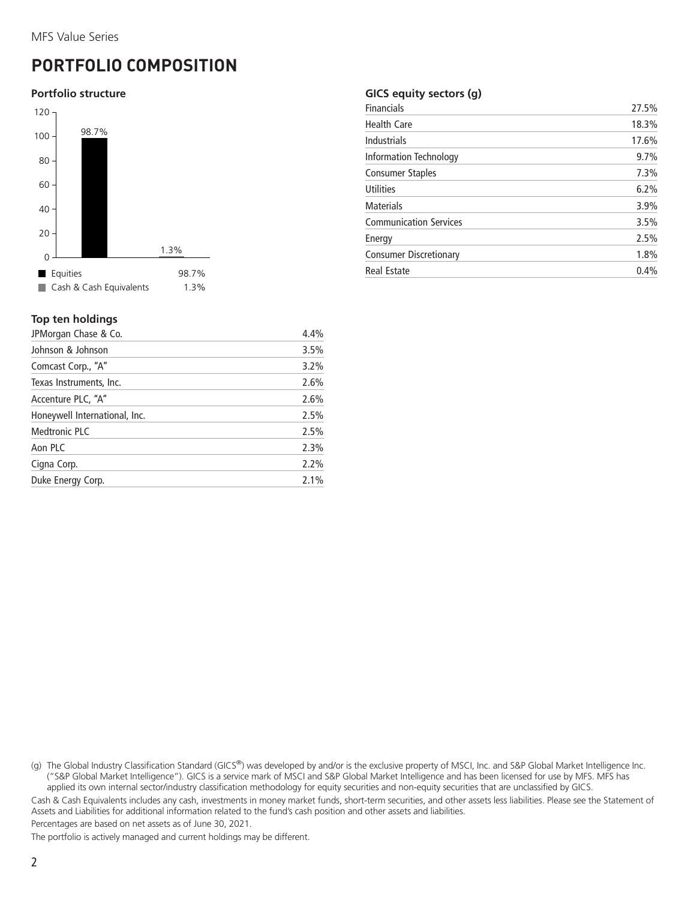# PORTFOLIO COMPOSITION

### Portfolio structure

| | |
|---|---|
| Equities | 98.7% |
| Cash & Cash Equivalents | 1.3% |

### GICS equity sectors (g)

| | |
|---|---|
| Financials | 27.5% |
| Health Care | 18.3% |
| Industrials | 17.6% |
| Information Technology | 9.7% |
| Consumer Staples | 7.3% |
| Utilities | 6.2% |
| Materials | 3.9% |
| Communication Services | 3.5% |
| Energy | 2.5% |
| Consumer Discretionary | 1.8% |
| Real Estate | 0.4% |

### Top ten holdings

| | |
|---|---|
| JPMorgan Chase & Co. | 4.4% |
| Johnson & Johnson | 3.5% |
| Comcast Corp., "A" | 3.2% |
| Texas Instruments, Inc. | 2.6% |
| Accenture PLC, "A" | 2.6% |
| Honeywell International, Inc. | 2.5% |
| Medtronic PLC | 2.5% |
| Aon PLC | 2.3% |
| Cigna Corp. | 2.2% |
| Duke Energy Corp. | 2.1% |

(g) The Global Industry Classification Standard (GICS®) was developed by and/or is the exclusive property of MSCI, Inc. and S&P Global Market Intelligence Inc. ("S&P Global Market Intelligence"). GICS is a service mark of MSCI and S&P Global Market Intelligence and has been licensed for use by MFS. MFS has applied its own internal sector/industry classification methodology for equity securities and non-equity securities that are unclassified by GICS.

Cash & Cash Equivalents includes any cash, investments in money market funds, short-term securities, and other assets less liabilities. Please see the Statement of Assets and Liabilities for additional information related to the fund's cash position and other assets and liabilities.

Percentages are based on net assets as of June 30, 2021.

The portfolio is actively managed and current holdings may be different.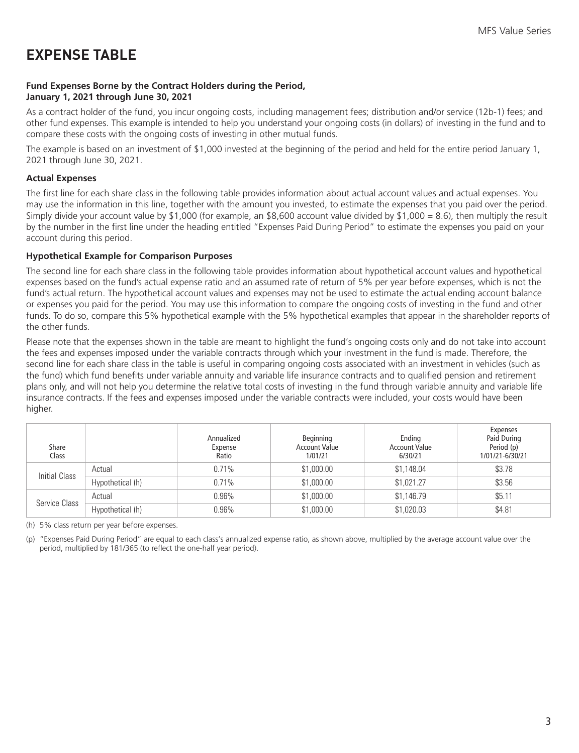# EXPENSE TABLE

**Fund Expenses Borne by the Contract Holders during the Period, January 1, 2021 through June 30, 2021**

As a contract holder of the fund, you incur ongoing costs, including management fees; distribution and/or service (12b-1) fees; and other fund expenses. This example is intended to help you understand your ongoing costs (in dollars) of investing in the fund and to compare these costs with the ongoing costs of investing in other mutual funds.

The example is based on an investment of $1,000 invested at the beginning of the period and held for the entire period January 1, 2021 through June 30, 2021.

### Actual Expenses

The first line for each share class in the following table provides information about actual account values and actual expenses. You may use the information in this line, together with the amount you invested, to estimate the expenses that you paid over the period. Simply divide your account value by $1,000 (for example, an $8,600 account value divided by $1,000 = 8.6), then multiply the result by the number in the first line under the heading entitled "Expenses Paid During Period" to estimate the expenses you paid on your account during this period.

### Hypothetical Example for Comparison Purposes

The second line for each share class in the following table provides information about hypothetical account values and hypothetical expenses based on the fund's actual expense ratio and an assumed rate of return of 5% per year before expenses, which is not the fund's actual return. The hypothetical account values and expenses may not be used to estimate the actual ending account balance or expenses you paid for the period. You may use this information to compare the ongoing costs of investing in the fund and other funds. To do so, compare this 5% hypothetical example with the 5% hypothetical examples that appear in the shareholder reports of the other funds.

Please note that the expenses shown in the table are meant to highlight the fund's ongoing costs only and do not take into account the fees and expenses imposed under the variable contracts through which your investment in the fund is made. Therefore, the second line for each share class in the table is useful in comparing ongoing costs associated with an investment in vehicles (such as the fund) which fund benefits under variable annuity and variable life insurance contracts and to qualified pension and retirement plans only, and will not help you determine the relative total costs of investing in the fund through variable annuity and variable life insurance contracts. If the fees and expenses imposed under the variable contracts were included, your costs would have been higher.

| Share Class | | Annualized Expense Ratio | Beginning Account Value 1/01/21 | Ending Account Value 6/30/21 | Expenses Paid During Period (p) 1/01/21-6/30/21 |
|---|---|---|---|---|---|
| Initial Class | Actual | 0.71% | $1,000.00 | $1,148.04 | $3.78 |
| | Hypothetical (h) | 0.71% | $1,000.00 | $1,021.27 | $3.56 |
| Service Class | Actual | 0.96% | $1,000.00 | $1,146.79 | $5.11 |
| | Hypothetical (h) | 0.96% | $1,000.00 | $1,020.03 | $4.81 |

(h) 5% class return per year before expenses.

(p) "Expenses Paid During Period" are equal to each class's annualized expense ratio, as shown above, multiplied by the average account value over the period, multiplied by 181/365 (to reflect the one-half year period).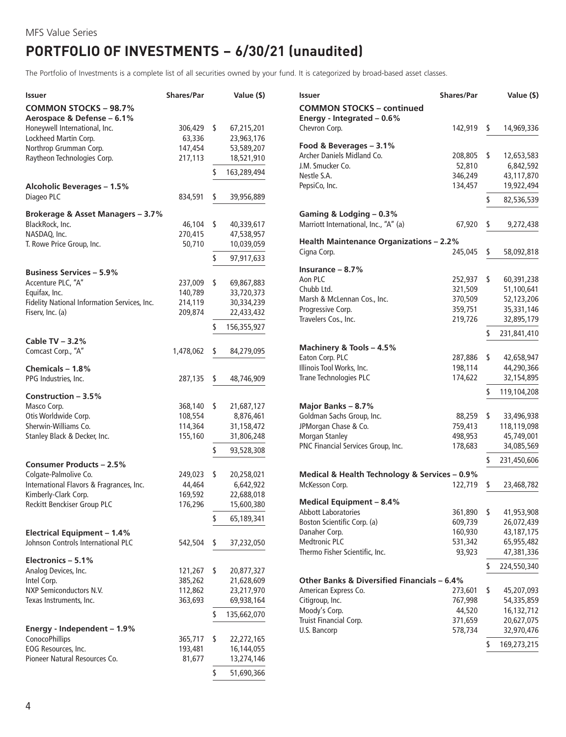MFS Value Series

# PORTFOLIO OF INVESTMENTS – 6/30/21 (unaudited)

The Portfolio of Investments is a complete list of all securities owned by your fund. It is categorized by broad-based asset classes.

| Issuer | Shares/Par | Value ($) |
|---|---|---|
| **COMMON STOCKS – 98.7%** | | |
| **Aerospace & Defense – 6.1%** | | |
| Honeywell International, Inc. | 306,429 | $ 67,215,201 |
| Lockheed Martin Corp. | 63,336 | 23,963,176 |
| Northrop Grumman Corp. | 147,454 | 53,589,207 |
| Raytheon Technologies Corp. | 217,113 | 18,521,910 |
| | | $ 163,289,494 |
| **Alcoholic Beverages – 1.5%** | | |
| Diageo PLC | 834,591 | $ 39,956,889 |
| **Brokerage & Asset Managers – 3.7%** | | |
| BlackRock, Inc. | 46,104 | $ 40,339,617 |
| NASDAQ, Inc. | 270,415 | 47,538,957 |
| T. Rowe Price Group, Inc. | 50,710 | 10,039,059 |
| | | $ 97,917,633 |
| **Business Services – 5.9%** | | |
| Accenture PLC, "A" | 237,009 | $ 69,867,883 |
| Equifax, Inc. | 140,789 | 33,720,373 |
| Fidelity National Information Services, Inc. | 214,119 | 30,334,239 |
| Fiserv, Inc. (a) | 209,874 | 22,433,432 |
| | | $ 156,355,927 |
| **Cable TV – 3.2%** | | |
| Comcast Corp., "A" | 1,478,062 | $ 84,279,095 |
| **Chemicals – 1.8%** | | |
| PPG Industries, Inc. | 287,135 | $ 48,746,909 |
| **Construction – 3.5%** | | |
| Masco Corp. | 368,140 | $ 21,687,127 |
| Otis Worldwide Corp. | 108,554 | 8,876,461 |
| Sherwin-Williams Co. | 114,364 | 31,158,472 |
| Stanley Black & Decker, Inc. | 155,160 | 31,806,248 |
| | | $ 93,528,308 |
| **Consumer Products – 2.5%** | | |
| Colgate-Palmolive Co. | 249,023 | $ 20,258,021 |
| International Flavors & Fragrances, Inc. | 44,464 | 6,642,922 |
| Kimberly-Clark Corp. | 169,592 | 22,688,018 |
| Reckitt Benckiser Group PLC | 176,296 | 15,600,380 |
| | | $ 65,189,341 |
| **Electrical Equipment – 1.4%** | | |
| Johnson Controls International PLC | 542,504 | $ 37,232,050 |
| **Electronics – 5.1%** | | |
| Analog Devices, Inc. | 121,267 | $ 20,877,327 |
| Intel Corp. | 385,262 | 21,628,609 |
| NXP Semiconductors N.V. | 112,862 | 23,217,970 |
| Texas Instruments, Inc. | 363,693 | 69,938,164 |
| | | $ 135,662,070 |
| **Energy - Independent – 1.9%** | | |
| ConocoPhillips | 365,717 | $ 22,272,165 |
| EOG Resources, Inc. | 193,481 | 16,144,055 |
| Pioneer Natural Resources Co. | 81,677 | 13,274,146 |
| | | $ 51,690,366 |
| **COMMON STOCKS – continued** | | |
| **Energy - Integrated – 0.6%** | | |
| Chevron Corp. | 142,919 | $ 14,969,336 |
| **Food & Beverages – 3.1%** | | |
| Archer Daniels Midland Co. | 208,805 | $ 12,653,583 |
| J.M. Smucker Co. | 52,810 | 6,842,592 |
| Nestle S.A. | 346,249 | 43,117,870 |
| PepsiCo, Inc. | 134,457 | 19,922,494 |
| | | $ 82,536,539 |
| **Gaming & Lodging – 0.3%** | | |
| Marriott International, Inc., "A" (a) | 67,920 | $ 9,272,438 |
| **Health Maintenance Organizations – 2.2%** | | |
| Cigna Corp. | 245,045 | $ 58,092,818 |
| **Insurance – 8.7%** | | |
| Aon PLC | 252,937 | $ 60,391,238 |
| Chubb Ltd. | 321,509 | 51,100,641 |
| Marsh & McLennan Cos., Inc. | 370,509 | 52,123,206 |
| Progressive Corp. | 359,751 | 35,331,146 |
| Travelers Cos., Inc. | 219,726 | 32,895,179 |
| | | $ 231,841,410 |
| **Machinery & Tools – 4.5%** | | |
| Eaton Corp. PLC | 287,886 | $ 42,658,947 |
| Illinois Tool Works, Inc. | 198,114 | 44,290,366 |
| Trane Technologies PLC | 174,622 | 32,154,895 |
| | | $ 119,104,208 |
| **Major Banks – 8.7%** | | |
| Goldman Sachs Group, Inc. | 88,259 | $ 33,496,938 |
| JPMorgan Chase & Co. | 759,413 | 118,119,098 |
| Morgan Stanley | 498,953 | 45,749,001 |
| PNC Financial Services Group, Inc. | 178,683 | 34,085,569 |
| | | $ 231,450,606 |
| **Medical & Health Technology & Services – 0.9%** | | |
| McKesson Corp. | 122,719 | $ 23,468,782 |
| **Medical Equipment – 8.4%** | | |
| Abbott Laboratories | 361,890 | $ 41,953,908 |
| Boston Scientific Corp. (a) | 609,739 | 26,072,439 |
| Danaher Corp. | 160,930 | 43,187,175 |
| Medtronic PLC | 531,342 | 65,955,482 |
| Thermo Fisher Scientific, Inc. | 93,923 | 47,381,336 |
| | | $ 224,550,340 |
| **Other Banks & Diversified Financials – 6.4%** | | |
| American Express Co. | 273,601 | $ 45,207,093 |
| Citigroup, Inc. | 767,998 | 54,335,859 |
| Moody's Corp. | 44,520 | 16,132,712 |
| Truist Financial Corp. | 371,659 | 20,627,075 |
| U.S. Bancorp | 578,734 | 32,970,476 |
| | | $ 169,273,215 |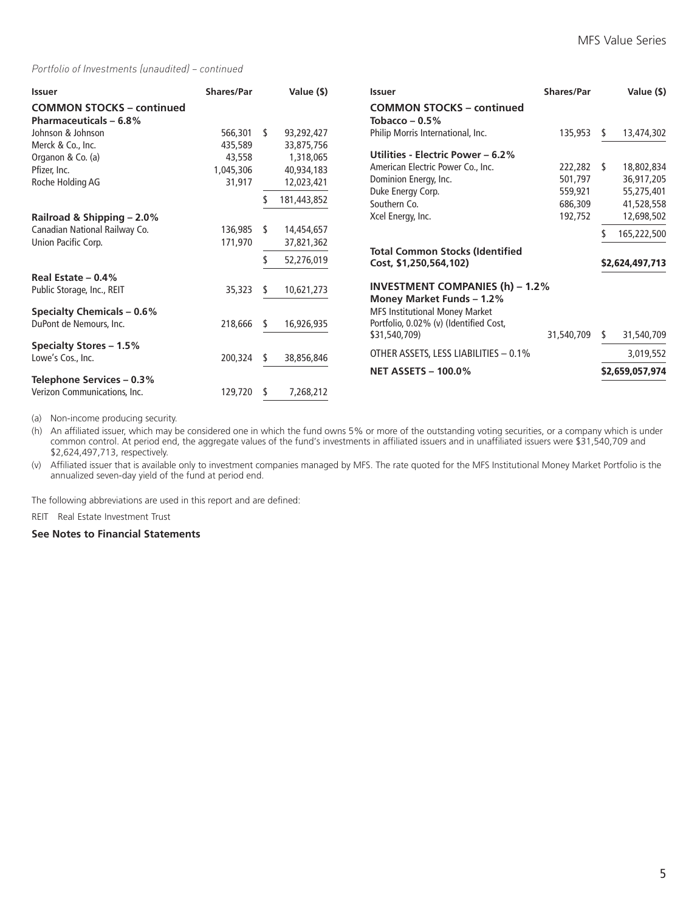*Portfolio of Investments (unaudited) – continued*

| Issuer | Shares/Par | Value ($) |
|---|---|---|
| **COMMON STOCKS – continued** | | |
| **Pharmaceuticals – 6.8%** | | |
| Johnson & Johnson | 566,301 | $ 93,292,427 |
| Merck & Co., Inc. | 435,589 | 33,875,756 |
| Organon & Co. (a) | 43,558 | 1,318,065 |
| Pfizer, Inc. | 1,045,306 | 40,934,183 |
| Roche Holding AG | 31,917 | 12,023,421 |
| | | $ 181,443,852 |
| **Railroad & Shipping – 2.0%** | | |
| Canadian National Railway Co. | 136,985 | $ 14,454,657 |
| Union Pacific Corp. | 171,970 | 37,821,362 |
| | | $ 52,276,019 |
| **Real Estate – 0.4%** | | |
| Public Storage, Inc., REIT | 35,323 | $ 10,621,273 |
| **Specialty Chemicals – 0.6%** | | |
| DuPont de Nemours, Inc. | 218,666 | $ 16,926,935 |
| **Specialty Stores – 1.5%** | | |
| Lowe's Cos., Inc. | 200,324 | $ 38,856,846 |
| **Telephone Services – 0.3%** | | |
| Verizon Communications, Inc. | 129,720 | $ 7,268,212 |
| **Tobacco – 0.5%** | | |
| Philip Morris International, Inc. | 135,953 | $ 13,474,302 |
| **Utilities - Electric Power – 6.2%** | | |
| American Electric Power Co., Inc. | 222,282 | $ 18,802,834 |
| Dominion Energy, Inc. | 501,797 | 36,917,205 |
| Duke Energy Corp. | 559,921 | 55,275,401 |
| Southern Co. | 686,309 | 41,528,558 |
| Xcel Energy, Inc. | 192,752 | 12,698,502 |
| | | $ 165,222,500 |
| **Total Common Stocks (Identified Cost, $1,250,564,102)** | | **$2,624,497,713** |
| **INVESTMENT COMPANIES (h) – 1.2%** | | |
| **Money Market Funds – 1.2%** | | |
| MFS Institutional Money Market Portfolio, 0.02% (v) (Identified Cost, $31,540,709) | 31,540,709 | $ 31,540,709 |
| OTHER ASSETS, LESS LIABILITIES – 0.1% | | 3,019,552 |
| **NET ASSETS – 100.0%** | | **$2,659,057,974** |

(a) Non-income producing security.

(h) An affiliated issuer, which may be considered one in which the fund owns 5% or more of the outstanding voting securities, or a company which is under common control. At period end, the aggregate values of the fund's investments in affiliated issuers and in unaffiliated issuers were $31,540,709 and $2,624,497,713, respectively.

(v) Affiliated issuer that is available only to investment companies managed by MFS. The rate quoted for the MFS Institutional Money Market Portfolio is the annualized seven-day yield of the fund at period end.

The following abbreviations are used in this report and are defined:

REIT Real Estate Investment Trust

**See Notes to Financial Statements**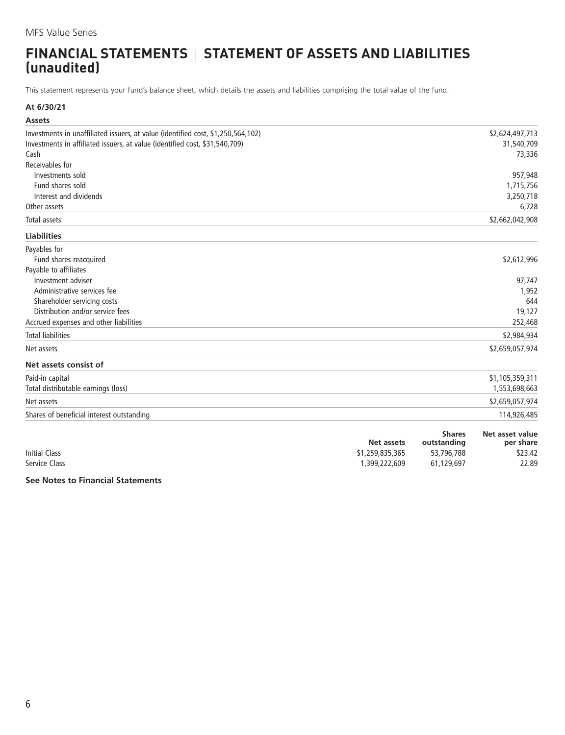# FINANCIAL STATEMENTS | STATEMENT OF ASSETS AND LIABILITIES (unaudited)

This statement represents your fund's balance sheet, which details the assets and liabilities comprising the total value of the fund.

**At 6/30/21**

| **Assets** | |
|---|---|
| Investments in unaffiliated issuers, at value (identified cost, $1,250,564,102) | $2,624,497,713 |
| Investments in affiliated issuers, at value (identified cost, $31,540,709) | 31,540,709 |
| Cash | 73,336 |
| Receivables for | |
| Investments sold | 957,948 |
| Fund shares sold | 1,715,756 |
| Interest and dividends | 3,250,718 |
| Other assets | 6,728 |
| Total assets | $2,662,042,908 |
| **Liabilities** | |
| Payables for | |
| Fund shares reacquired | $2,612,996 |
| Payable to affiliates | |
| Investment adviser | 97,747 |
| Administrative services fee | 1,952 |
| Shareholder servicing costs | 644 |
| Distribution and/or service fees | 19,127 |
| Accrued expenses and other liabilities | 252,468 |
| Total liabilities | $2,984,934 |
| Net assets | $2,659,057,974 |
| **Net assets consist of** | |
| Paid-in capital | $1,105,359,311 |
| Total distributable earnings (loss) | 1,553,698,663 |
| Net assets | $2,659,057,974 |
| Shares of beneficial interest outstanding | 114,926,485 |

| | **Net assets** | **Shares outstanding** | **Net asset value per share** |
|---|---|---|---|
| Initial Class | $1,259,835,365 | 53,796,788 | $23.42 |
| Service Class | 1,399,222,609 | 61,129,697 | 22.89 |

**See Notes to Financial Statements**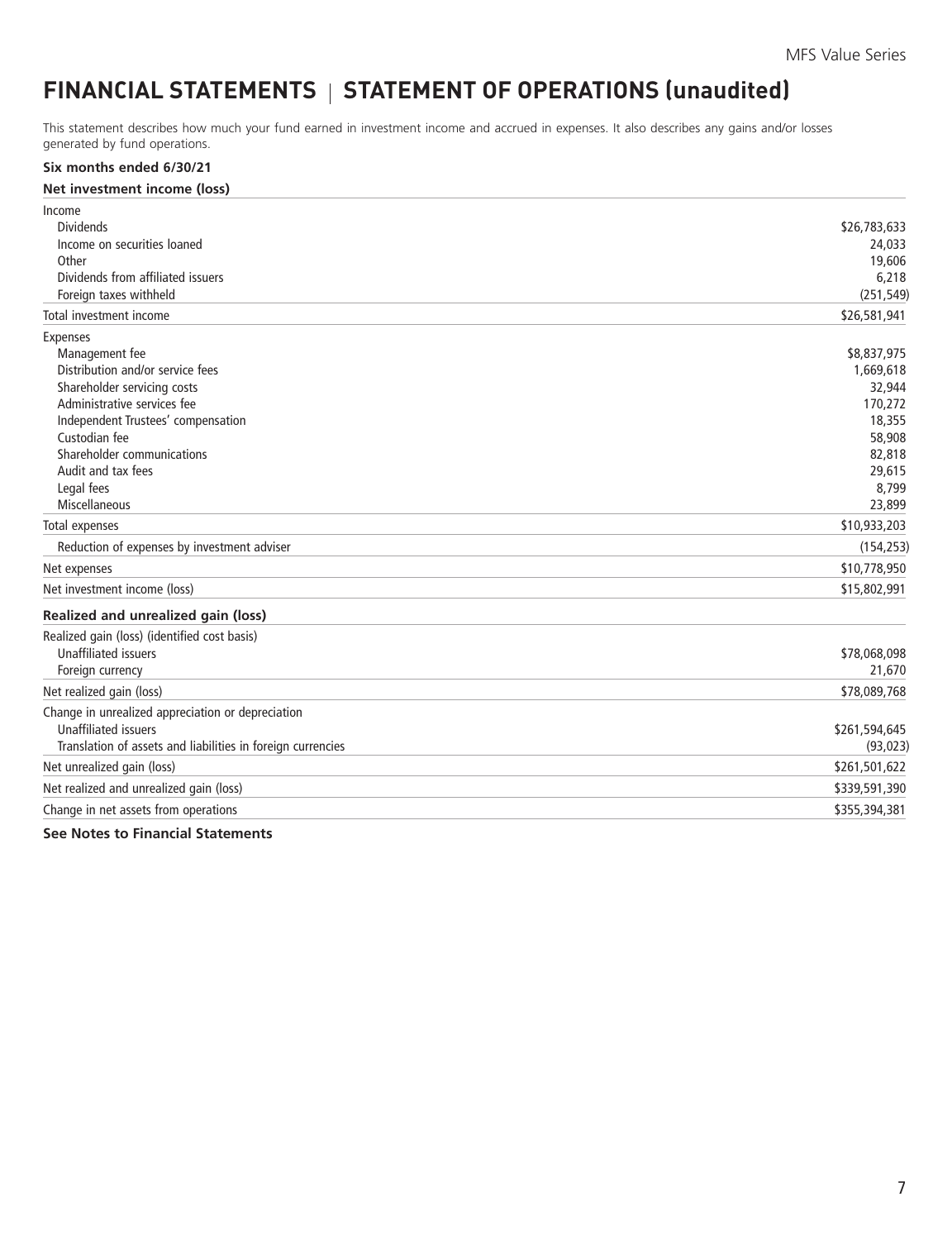# FINANCIAL STATEMENTS | STATEMENT OF OPERATIONS (unaudited)

This statement describes how much your fund earned in investment income and accrued in expenses. It also describes any gains and/or losses generated by fund operations.

**Six months ended 6/30/21**

| **Net investment income (loss)** | |
|---|---|
| Income | |
| Dividends | $26,783,633 |
| Income on securities loaned | 24,033 |
| Other | 19,606 |
| Dividends from affiliated issuers | 6,218 |
| Foreign taxes withheld | (251,549) |
| Total investment income | $26,581,941 |
| Expenses | |
| Management fee | $8,837,975 |
| Distribution and/or service fees | 1,669,618 |
| Shareholder servicing costs | 32,944 |
| Administrative services fee | 170,272 |
| Independent Trustees' compensation | 18,355 |
| Custodian fee | 58,908 |
| Shareholder communications | 82,818 |
| Audit and tax fees | 29,615 |
| Legal fees | 8,799 |
| Miscellaneous | 23,899 |
| Total expenses | $10,933,203 |
| Reduction of expenses by investment adviser | (154,253) |
| Net expenses | $10,778,950 |
| Net investment income (loss) | $15,802,991 |
| **Realized and unrealized gain (loss)** | |
| Realized gain (loss) (identified cost basis) | |
| Unaffiliated issuers | $78,068,098 |
| Foreign currency | 21,670 |
| Net realized gain (loss) | $78,089,768 |
| Change in unrealized appreciation or depreciation | |
| Unaffiliated issuers | $261,594,645 |
| Translation of assets and liabilities in foreign currencies | (93,023) |
| Net unrealized gain (loss) | $261,501,622 |
| Net realized and unrealized gain (loss) | $339,591,390 |
| Change in net assets from operations | $355,394,381 |

**See Notes to Financial Statements**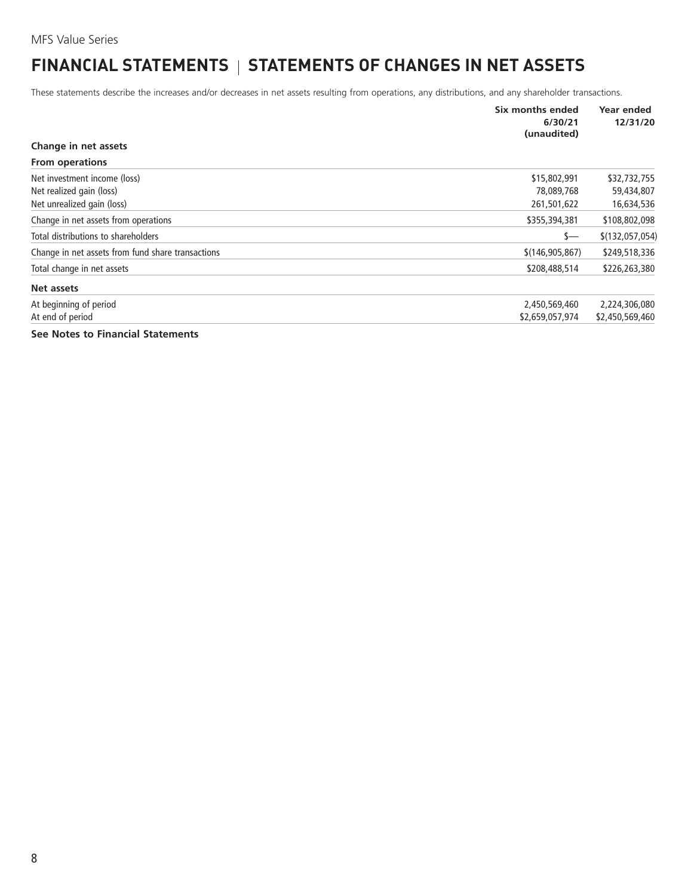# FINANCIAL STATEMENTS | STATEMENTS OF CHANGES IN NET ASSETS

These statements describe the increases and/or decreases in net assets resulting from operations, any distributions, and any shareholder transactions.

| | Six months ended 6/30/21 (unaudited) | Year ended 12/31/20 |
|---|---|---|
| **Change in net assets** | | |
| **From operations** | | |
| Net investment income (loss) | $15,802,991 | $32,732,755 |
| Net realized gain (loss) | 78,089,768 | 59,434,807 |
| Net unrealized gain (loss) | 261,501,622 | 16,634,536 |
| Change in net assets from operations | $355,394,381 | $108,802,098 |
| Total distributions to shareholders | $— | $(132,057,054) |
| Change in net assets from fund share transactions | $(146,905,867) | $249,518,336 |
| Total change in net assets | $208,488,514 | $226,263,380 |
| **Net assets** | | |
| At beginning of period | 2,450,569,460 | 2,224,306,080 |
| At end of period | $2,659,057,974 | $2,450,569,460 |

**See Notes to Financial Statements**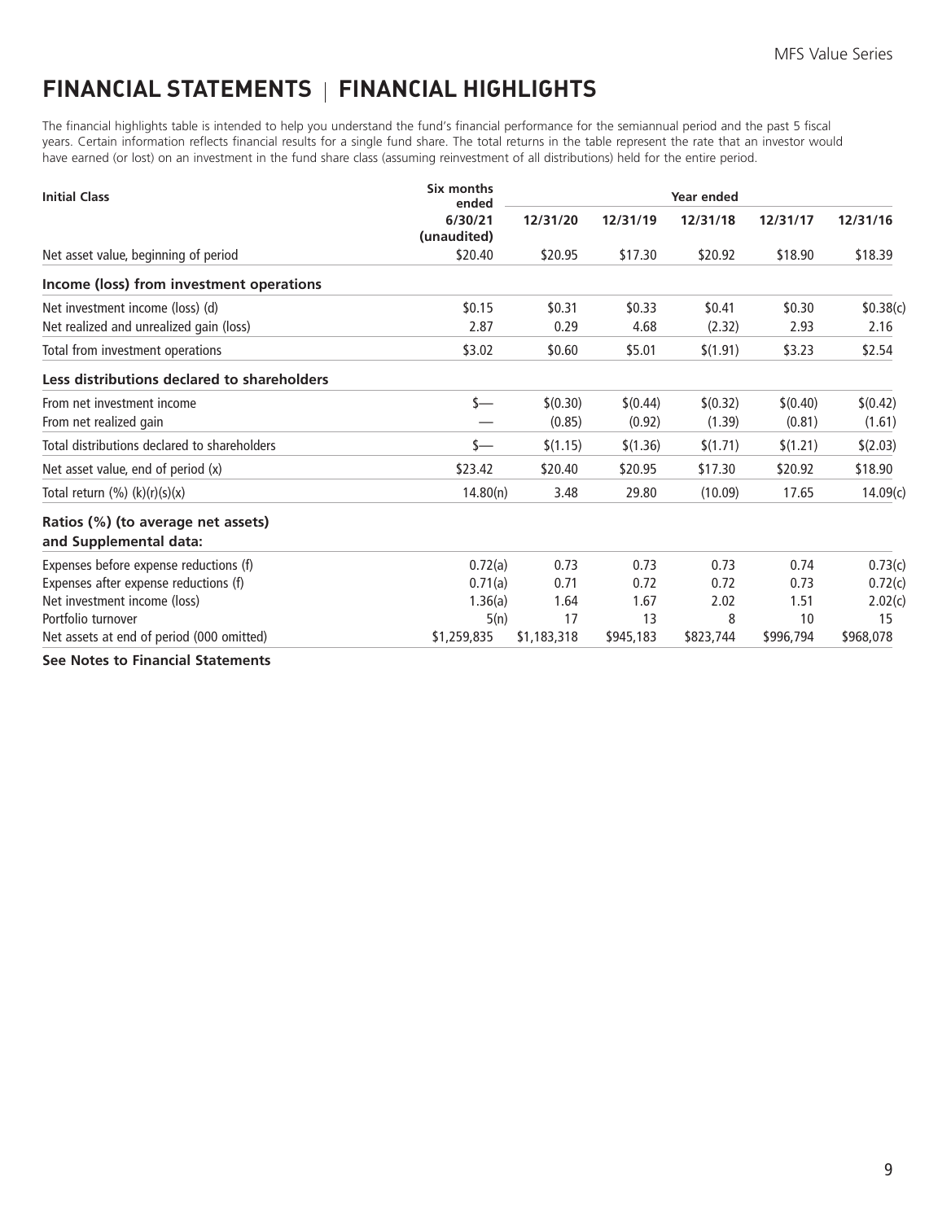# FINANCIAL STATEMENTS | FINANCIAL HIGHLIGHTS

The financial highlights table is intended to help you understand the fund's financial performance for the semiannual period and the past 5 fiscal years. Certain information reflects financial results for a single fund share. The total returns in the table represent the rate that an investor would have earned (or lost) on an investment in the fund share class (assuming reinvestment of all distributions) held for the entire period.

| Initial Class | Six months ended | Year ended | | | | |
|---|---|---|---|---|---|---|
| | 6/30/21 (unaudited) | 12/31/20 | 12/31/19 | 12/31/18 | 12/31/17 | 12/31/16 |
| Net asset value, beginning of period | \$20.40 | \$20.95 | \$17.30 | \$20.92 | \$18.90 | \$18.39 |
| **Income (loss) from investment operations** | | | | | | |
| Net investment income (loss) (d) | \$0.15 | \$0.31 | \$0.33 | \$0.41 | \$0.30 | \$0.38(c) |
| Net realized and unrealized gain (loss) | 2.87 | 0.29 | 4.68 | (2.32) | 2.93 | 2.16 |
| Total from investment operations | \$3.02 | \$0.60 | \$5.01 | \$(1.91) | \$3.23 | \$2.54 |
| **Less distributions declared to shareholders** | | | | | | |
| From net investment income | \$— | \$(0.30) | \$(0.44) | \$(0.32) | \$(0.40) | \$(0.42) |
| From net realized gain | — | (0.85) | (0.92) | (1.39) | (0.81) | (1.61) |
| Total distributions declared to shareholders | \$— | \$(1.15) | \$(1.36) | \$(1.71) | \$(1.21) | \$(2.03) |
| Net asset value, end of period (x) | \$23.42 | \$20.40 | \$20.95 | \$17.30 | \$20.92 | \$18.90 |
| Total return (%) (k)(r)(s)(x) | 14.80(n) | 3.48 | 29.80 | (10.09) | 17.65 | 14.09(c) |
| **Ratios (%) (to average net assets) and Supplemental data:** | | | | | | |
| Expenses before expense reductions (f) | 0.72(a) | 0.73 | 0.73 | 0.73 | 0.74 | 0.73(c) |
| Expenses after expense reductions (f) | 0.71(a) | 0.71 | 0.72 | 0.72 | 0.73 | 0.72(c) |
| Net investment income (loss) | 1.36(a) | 1.64 | 1.67 | 2.02 | 1.51 | 2.02(c) |
| Portfolio turnover | 5(n) | 17 | 13 | 8 | 10 | 15 |
| Net assets at end of period (000 omitted) | \$1,259,835 | \$1,183,318 | \$945,183 | \$823,744 | \$996,794 | \$968,078 |

**See Notes to Financial Statements**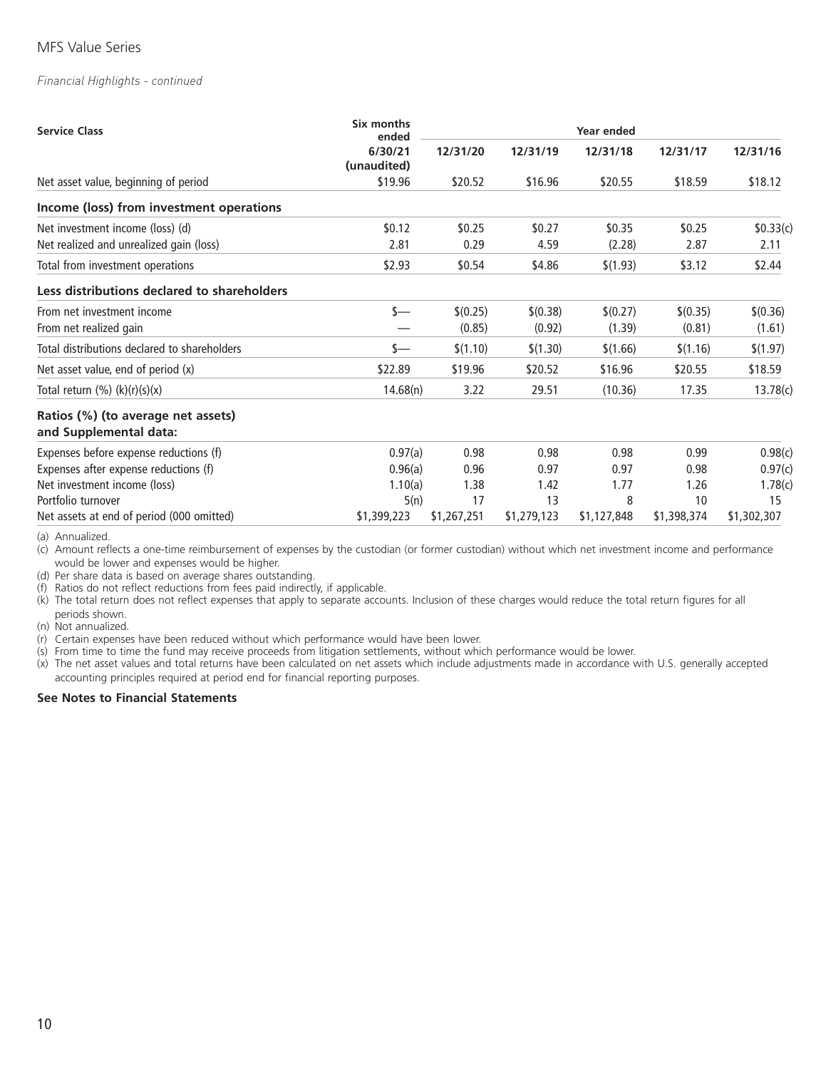*Financial Highlights - continued*

| Service Class | Six months ended | Year ended | | | | |
|---|---|---|---|---|---|---|
| | 6/30/21 (unaudited) | 12/31/20 | 12/31/19 | 12/31/18 | 12/31/17 | 12/31/16 |
| Net asset value, beginning of period | $19.96 | $20.52 | $16.96 | $20.55 | $18.59 | $18.12 |
| **Income (loss) from investment operations** | | | | | | |
| Net investment income (loss) (d) | $0.12 | $0.25 | $0.27 | $0.35 | $0.25 | $0.33(c) |
| Net realized and unrealized gain (loss) | 2.81 | 0.29 | 4.59 | (2.28) | 2.87 | 2.11 |
| Total from investment operations | $2.93 | $0.54 | $4.86 | $(1.93) | $3.12 | $2.44 |
| **Less distributions declared to shareholders** | | | | | | |
| From net investment income | $— | $(0.25) | $(0.38) | $(0.27) | $(0.35) | $(0.36) |
| From net realized gain | — | (0.85) | (0.92) | (1.39) | (0.81) | (1.61) |
| Total distributions declared to shareholders | $— | $(1.10) | $(1.30) | $(1.66) | $(1.16) | $(1.97) |
| Net asset value, end of period (x) | $22.89 | $19.96 | $20.52 | $16.96 | $20.55 | $18.59 |
| Total return (%) (k)(r)(s)(x) | 14.68(n) | 3.22 | 29.51 | (10.36) | 17.35 | 13.78(c) |
| **Ratios (%) (to average net assets) and Supplemental data:** | | | | | | |
| Expenses before expense reductions (f) | 0.97(a) | 0.98 | 0.98 | 0.98 | 0.99 | 0.98(c) |
| Expenses after expense reductions (f) | 0.96(a) | 0.96 | 0.97 | 0.97 | 0.98 | 0.97(c) |
| Net investment income (loss) | 1.10(a) | 1.38 | 1.42 | 1.77 | 1.26 | 1.78(c) |
| Portfolio turnover | 5(n) | 17 | 13 | 8 | 10 | 15 |
| Net assets at end of period (000 omitted) | $1,399,223 | $1,267,251 | $1,279,123 | $1,127,848 | $1,398,374 | $1,302,307 |

(a) Annualized.
(c) Amount reflects a one-time reimbursement of expenses by the custodian (or former custodian) without which net investment income and performance would be lower and expenses would be higher.
(d) Per share data is based on average shares outstanding.
(f) Ratios do not reflect reductions from fees paid indirectly, if applicable.
(k) The total return does not reflect expenses that apply to separate accounts. Inclusion of these charges would reduce the total return figures for all periods shown.
(n) Not annualized.
(r) Certain expenses have been reduced without which performance would have been lower.
(s) From time to time the fund may receive proceeds from litigation settlements, without which performance would be lower.
(x) The net asset values and total returns have been calculated on net assets which include adjustments made in accordance with U.S. generally accepted accounting principles required at period end for financial reporting purposes.

**See Notes to Financial Statements**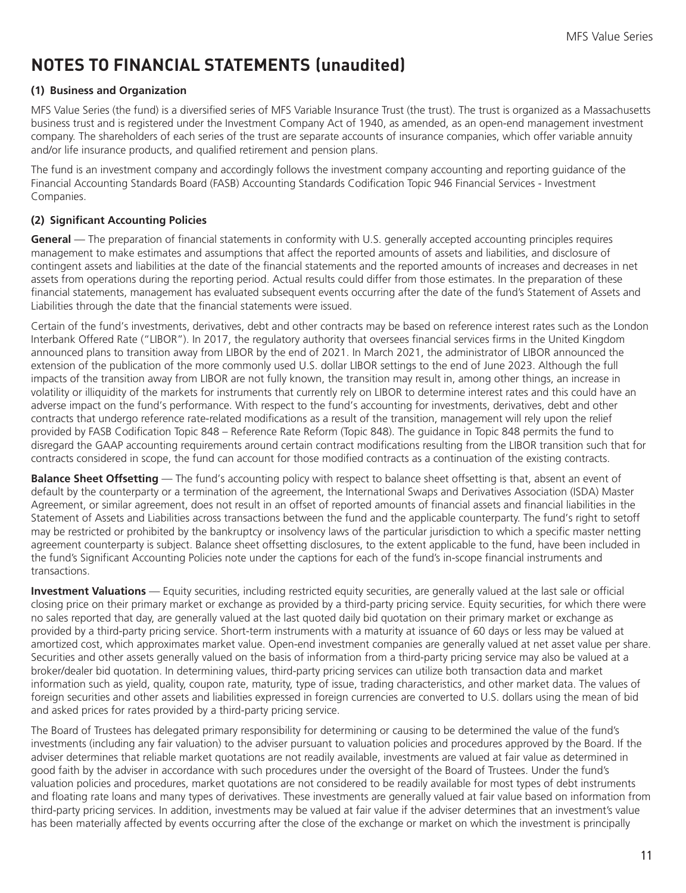# NOTES TO FINANCIAL STATEMENTS (unaudited)

### (1) Business and Organization

MFS Value Series (the fund) is a diversified series of MFS Variable Insurance Trust (the trust). The trust is organized as a Massachusetts business trust and is registered under the Investment Company Act of 1940, as amended, as an open-end management investment company. The shareholders of each series of the trust are separate accounts of insurance companies, which offer variable annuity and/or life insurance products, and qualified retirement and pension plans.

The fund is an investment company and accordingly follows the investment company accounting and reporting guidance of the Financial Accounting Standards Board (FASB) Accounting Standards Codification Topic 946 Financial Services - Investment Companies.

### (2) Significant Accounting Policies

**General** — The preparation of financial statements in conformity with U.S. generally accepted accounting principles requires management to make estimates and assumptions that affect the reported amounts of assets and liabilities, and disclosure of contingent assets and liabilities at the date of the financial statements and the reported amounts of increases and decreases in net assets from operations during the reporting period. Actual results could differ from those estimates. In the preparation of these financial statements, management has evaluated subsequent events occurring after the date of the fund's Statement of Assets and Liabilities through the date that the financial statements were issued.

Certain of the fund's investments, derivatives, debt and other contracts may be based on reference interest rates such as the London Interbank Offered Rate ("LIBOR"). In 2017, the regulatory authority that oversees financial services firms in the United Kingdom announced plans to transition away from LIBOR by the end of 2021. In March 2021, the administrator of LIBOR announced the extension of the publication of the more commonly used U.S. dollar LIBOR settings to the end of June 2023. Although the full impacts of the transition away from LIBOR are not fully known, the transition may result in, among other things, an increase in volatility or illiquidity of the markets for instruments that currently rely on LIBOR to determine interest rates and this could have an adverse impact on the fund's performance. With respect to the fund's accounting for investments, derivatives, debt and other contracts that undergo reference rate-related modifications as a result of the transition, management will rely upon the relief provided by FASB Codification Topic 848 – Reference Rate Reform (Topic 848). The guidance in Topic 848 permits the fund to disregard the GAAP accounting requirements around certain contract modifications resulting from the LIBOR transition such that for contracts considered in scope, the fund can account for those modified contracts as a continuation of the existing contracts.

**Balance Sheet Offsetting** — The fund's accounting policy with respect to balance sheet offsetting is that, absent an event of default by the counterparty or a termination of the agreement, the International Swaps and Derivatives Association (ISDA) Master Agreement, or similar agreement, does not result in an offset of reported amounts of financial assets and financial liabilities in the Statement of Assets and Liabilities across transactions between the fund and the applicable counterparty. The fund's right to setoff may be restricted or prohibited by the bankruptcy or insolvency laws of the particular jurisdiction to which a specific master netting agreement counterparty is subject. Balance sheet offsetting disclosures, to the extent applicable to the fund, have been included in the fund's Significant Accounting Policies note under the captions for each of the fund's in-scope financial instruments and transactions.

**Investment Valuations** — Equity securities, including restricted equity securities, are generally valued at the last sale or official closing price on their primary market or exchange as provided by a third-party pricing service. Equity securities, for which there were no sales reported that day, are generally valued at the last quoted daily bid quotation on their primary market or exchange as provided by a third-party pricing service. Short-term instruments with a maturity at issuance of 60 days or less may be valued at amortized cost, which approximates market value. Open-end investment companies are generally valued at net asset value per share. Securities and other assets generally valued on the basis of information from a third-party pricing service may also be valued at a broker/dealer bid quotation. In determining values, third-party pricing services can utilize both transaction data and market information such as yield, quality, coupon rate, maturity, type of issue, trading characteristics, and other market data. The values of foreign securities and other assets and liabilities expressed in foreign currencies are converted to U.S. dollars using the mean of bid and asked prices for rates provided by a third-party pricing service.

The Board of Trustees has delegated primary responsibility for determining or causing to be determined the value of the fund's investments (including any fair valuation) to the adviser pursuant to valuation policies and procedures approved by the Board. If the adviser determines that reliable market quotations are not readily available, investments are valued at fair value as determined in good faith by the adviser in accordance with such procedures under the oversight of the Board of Trustees. Under the fund's valuation policies and procedures, market quotations are not considered to be readily available for most types of debt instruments and floating rate loans and many types of derivatives. These investments are generally valued at fair value based on information from third-party pricing services. In addition, investments may be valued at fair value if the adviser determines that an investment's value has been materially affected by events occurring after the close of the exchange or market on which the investment is principally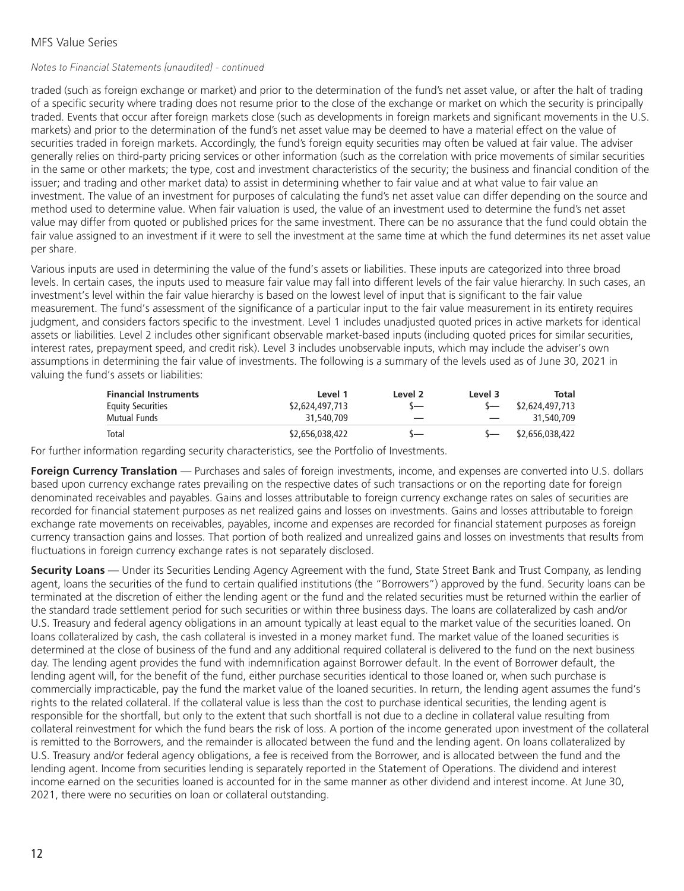traded (such as foreign exchange or market) and prior to the determination of the fund's net asset value, or after the halt of trading of a specific security where trading does not resume prior to the close of the exchange or market on which the security is principally traded. Events that occur after foreign markets close (such as developments in foreign markets and significant movements in the U.S. markets) and prior to the determination of the fund's net asset value may be deemed to have a material effect on the value of securities traded in foreign markets. Accordingly, the fund's foreign equity securities may often be valued at fair value. The adviser generally relies on third-party pricing services or other information (such as the correlation with price movements of similar securities in the same or other markets; the type, cost and investment characteristics of the security; the business and financial condition of the issuer; and trading and other market data) to assist in determining whether to fair value and at what value to fair value an investment. The value of an investment for purposes of calculating the fund's net asset value can differ depending on the source and method used to determine value. When fair valuation is used, the value of an investment used to determine the fund's net asset value may differ from quoted or published prices for the same investment. There can be no assurance that the fund could obtain the fair value assigned to an investment if it were to sell the investment at the same time at which the fund determines its net asset value per share.

Various inputs are used in determining the value of the fund's assets or liabilities. These inputs are categorized into three broad levels. In certain cases, the inputs used to measure fair value may fall into different levels of the fair value hierarchy. In such cases, an investment's level within the fair value hierarchy is based on the lowest level of input that is significant to the fair value measurement. The fund's assessment of the significance of a particular input to the fair value measurement in its entirety requires judgment, and considers factors specific to the investment. Level 1 includes unadjusted quoted prices in active markets for identical assets or liabilities. Level 2 includes other significant observable market-based inputs (including quoted prices for similar securities, interest rates, prepayment speed, and credit risk). Level 3 includes unobservable inputs, which may include the adviser's own assumptions in determining the fair value of investments. The following is a summary of the levels used as of June 30, 2021 in valuing the fund's assets or liabilities:

| Financial Instruments | Level 1 | Level 2 | Level 3 | Total |
|---|---|---|---|---|
| Equity Securities | $2,624,497,713 | $— | $— | $2,624,497,713 |
| Mutual Funds | 31,540,709 | — | — | 31,540,709 |
| Total | $2,656,038,422 | $— | $— | $2,656,038,422 |

For further information regarding security characteristics, see the Portfolio of Investments.

**Foreign Currency Translation** — Purchases and sales of foreign investments, income, and expenses are converted into U.S. dollars based upon currency exchange rates prevailing on the respective dates of such transactions or on the reporting date for foreign denominated receivables and payables. Gains and losses attributable to foreign currency exchange rates on sales of securities are recorded for financial statement purposes as net realized gains and losses on investments. Gains and losses attributable to foreign exchange rate movements on receivables, payables, income and expenses are recorded for financial statement purposes as foreign currency transaction gains and losses. That portion of both realized and unrealized gains and losses on investments that results from fluctuations in foreign currency exchange rates is not separately disclosed.

**Security Loans** — Under its Securities Lending Agency Agreement with the fund, State Street Bank and Trust Company, as lending agent, loans the securities of the fund to certain qualified institutions (the "Borrowers") approved by the fund. Security loans can be terminated at the discretion of either the lending agent or the fund and the related securities must be returned within the earlier of the standard trade settlement period for such securities or within three business days. The loans are collateralized by cash and/or U.S. Treasury and federal agency obligations in an amount typically at least equal to the market value of the securities loaned. On loans collateralized by cash, the cash collateral is invested in a money market fund. The market value of the loaned securities is determined at the close of business of the fund and any additional required collateral is delivered to the fund on the next business day. The lending agent provides the fund with indemnification against Borrower default. In the event of Borrower default, the lending agent will, for the benefit of the fund, either purchase securities identical to those loaned or, when such purchase is commercially impracticable, pay the fund the market value of the loaned securities. In return, the lending agent assumes the fund's rights to the related collateral. If the collateral value is less than the cost to purchase identical securities, the lending agent is responsible for the shortfall, but only to the extent that such shortfall is not due to a decline in collateral value resulting from collateral reinvestment for which the fund bears the risk of loss. A portion of the income generated upon investment of the collateral is remitted to the Borrowers, and the remainder is allocated between the fund and the lending agent. On loans collateralized by U.S. Treasury and/or federal agency obligations, a fee is received from the Borrower, and is allocated between the fund and the lending agent. Income from securities lending is separately reported in the Statement of Operations. The dividend and interest income earned on the securities loaned is accounted for in the same manner as other dividend and interest income. At June 30, 2021, there were no securities on loan or collateral outstanding.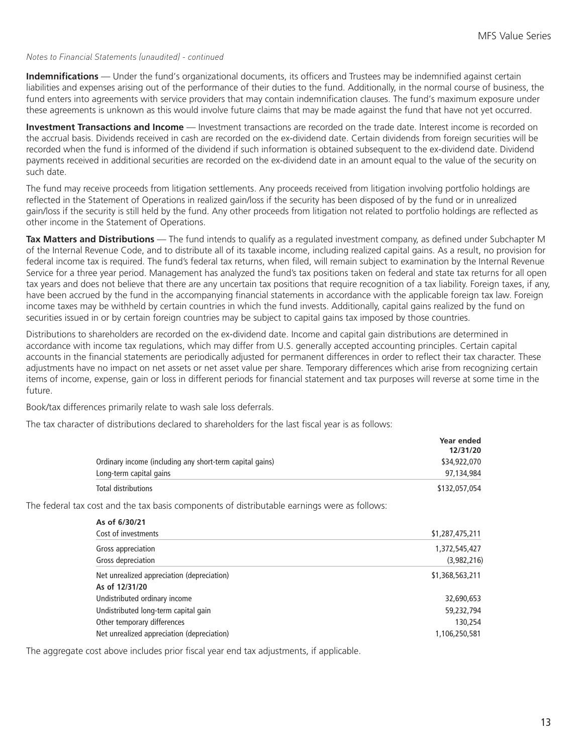*Notes to Financial Statements (unaudited) - continued*

**Indemnifications** — Under the fund's organizational documents, its officers and Trustees may be indemnified against certain liabilities and expenses arising out of the performance of their duties to the fund. Additionally, in the normal course of business, the fund enters into agreements with service providers that may contain indemnification clauses. The fund's maximum exposure under these agreements is unknown as this would involve future claims that may be made against the fund that have not yet occurred.

**Investment Transactions and Income** — Investment transactions are recorded on the trade date. Interest income is recorded on the accrual basis. Dividends received in cash are recorded on the ex-dividend date. Certain dividends from foreign securities will be recorded when the fund is informed of the dividend if such information is obtained subsequent to the ex-dividend date. Dividend payments received in additional securities are recorded on the ex-dividend date in an amount equal to the value of the security on such date.

The fund may receive proceeds from litigation settlements. Any proceeds received from litigation involving portfolio holdings are reflected in the Statement of Operations in realized gain/loss if the security has been disposed of by the fund or in unrealized gain/loss if the security is still held by the fund. Any other proceeds from litigation not related to portfolio holdings are reflected as other income in the Statement of Operations.

**Tax Matters and Distributions** — The fund intends to qualify as a regulated investment company, as defined under Subchapter M of the Internal Revenue Code, and to distribute all of its taxable income, including realized capital gains. As a result, no provision for federal income tax is required. The fund's federal tax returns, when filed, will remain subject to examination by the Internal Revenue Service for a three year period. Management has analyzed the fund's tax positions taken on federal and state tax returns for all open tax years and does not believe that there are any uncertain tax positions that require recognition of a tax liability. Foreign taxes, if any, have been accrued by the fund in the accompanying financial statements in accordance with the applicable foreign tax law. Foreign income taxes may be withheld by certain countries in which the fund invests. Additionally, capital gains realized by the fund on securities issued in or by certain foreign countries may be subject to capital gains tax imposed by those countries.

Distributions to shareholders are recorded on the ex-dividend date. Income and capital gain distributions are determined in accordance with income tax regulations, which may differ from U.S. generally accepted accounting principles. Certain capital accounts in the financial statements are periodically adjusted for permanent differences in order to reflect their tax character. These adjustments have no impact on net assets or net asset value per share. Temporary differences which arise from recognizing certain items of income, expense, gain or loss in different periods for financial statement and tax purposes will reverse at some time in the future.

Book/tax differences primarily relate to wash sale loss deferrals.

The tax character of distributions declared to shareholders for the last fiscal year is as follows:

| | Year ended 12/31/20 |
|---|---|
| Ordinary income (including any short-term capital gains) | $34,922,070 |
| Long-term capital gains | 97,134,984 |
| Total distributions | $132,057,054 |

The federal tax cost and the tax basis components of distributable earnings were as follows:

| **As of 6/30/21** | |
|---|---|
| Cost of investments | $1,287,475,211 |
| Gross appreciation | 1,372,545,427 |
| Gross depreciation | (3,982,216) |
| Net unrealized appreciation (depreciation) | $1,368,563,211 |
| **As of 12/31/20** | |
| Undistributed ordinary income | 32,690,653 |
| Undistributed long-term capital gain | 59,232,794 |
| Other temporary differences | 130,254 |
| Net unrealized appreciation (depreciation) | 1,106,250,581 |

The aggregate cost above includes prior fiscal year end tax adjustments, if applicable.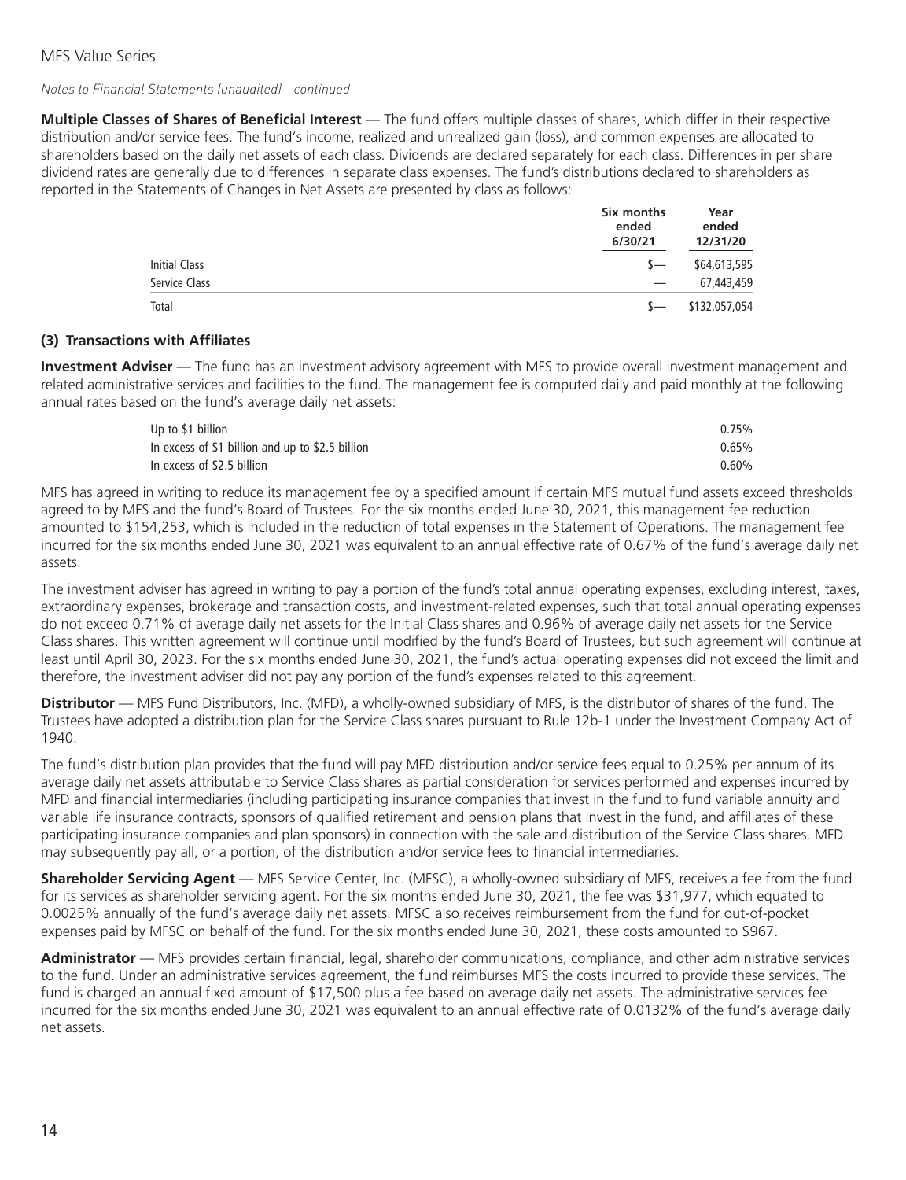*Notes to Financial Statements (unaudited) - continued*

**Multiple Classes of Shares of Beneficial Interest** — The fund offers multiple classes of shares, which differ in their respective distribution and/or service fees. The fund's income, realized and unrealized gain (loss), and common expenses are allocated to shareholders based on the daily net assets of each class. Dividends are declared separately for each class. Differences in per share dividend rates are generally due to differences in separate class expenses. The fund's distributions declared to shareholders as reported in the Statements of Changes in Net Assets are presented by class as follows:

| | Six months ended 6/30/21 | Year ended 12/31/20 |
|---|---|---|
| Initial Class | $— | $64,613,595 |
| Service Class | — | 67,443,459 |
| Total | $— | $132,057,054 |

## (3) Transactions with Affiliates

**Investment Adviser** — The fund has an investment advisory agreement with MFS to provide overall investment management and related administrative services and facilities to the fund. The management fee is computed daily and paid monthly at the following annual rates based on the fund's average daily net assets:

| | |
|---|---|
| Up to $1 billion | 0.75% |
| In excess of $1 billion and up to $2.5 billion | 0.65% |
| In excess of $2.5 billion | 0.60% |

MFS has agreed in writing to reduce its management fee by a specified amount if certain MFS mutual fund assets exceed thresholds agreed to by MFS and the fund's Board of Trustees. For the six months ended June 30, 2021, this management fee reduction amounted to $154,253, which is included in the reduction of total expenses in the Statement of Operations. The management fee incurred for the six months ended June 30, 2021 was equivalent to an annual effective rate of 0.67% of the fund's average daily net assets.

The investment adviser has agreed in writing to pay a portion of the fund's total annual operating expenses, excluding interest, taxes, extraordinary expenses, brokerage and transaction costs, and investment-related expenses, such that total annual operating expenses do not exceed 0.71% of average daily net assets for the Initial Class shares and 0.96% of average daily net assets for the Service Class shares. This written agreement will continue until modified by the fund's Board of Trustees, but such agreement will continue at least until April 30, 2023. For the six months ended June 30, 2021, the fund's actual operating expenses did not exceed the limit and therefore, the investment adviser did not pay any portion of the fund's expenses related to this agreement.

**Distributor** — MFS Fund Distributors, Inc. (MFD), a wholly-owned subsidiary of MFS, is the distributor of shares of the fund. The Trustees have adopted a distribution plan for the Service Class shares pursuant to Rule 12b-1 under the Investment Company Act of 1940.

The fund's distribution plan provides that the fund will pay MFD distribution and/or service fees equal to 0.25% per annum of its average daily net assets attributable to Service Class shares as partial consideration for services performed and expenses incurred by MFD and financial intermediaries (including participating insurance companies that invest in the fund to fund variable annuity and variable life insurance contracts, sponsors of qualified retirement and pension plans that invest in the fund, and affiliates of these participating insurance companies and plan sponsors) in connection with the sale and distribution of the Service Class shares. MFD may subsequently pay all, or a portion, of the distribution and/or service fees to financial intermediaries.

**Shareholder Servicing Agent** — MFS Service Center, Inc. (MFSC), a wholly-owned subsidiary of MFS, receives a fee from the fund for its services as shareholder servicing agent. For the six months ended June 30, 2021, the fee was $31,977, which equated to 0.0025% annually of the fund's average daily net assets. MFSC also receives reimbursement from the fund for out-of-pocket expenses paid by MFSC on behalf of the fund. For the six months ended June 30, 2021, these costs amounted to $967.

**Administrator** — MFS provides certain financial, legal, shareholder communications, compliance, and other administrative services to the fund. Under an administrative services agreement, the fund reimburses MFS the costs incurred to provide these services. The fund is charged an annual fixed amount of $17,500 plus a fee based on average daily net assets. The administrative services fee incurred for the six months ended June 30, 2021 was equivalent to an annual effective rate of 0.0132% of the fund's average daily net assets.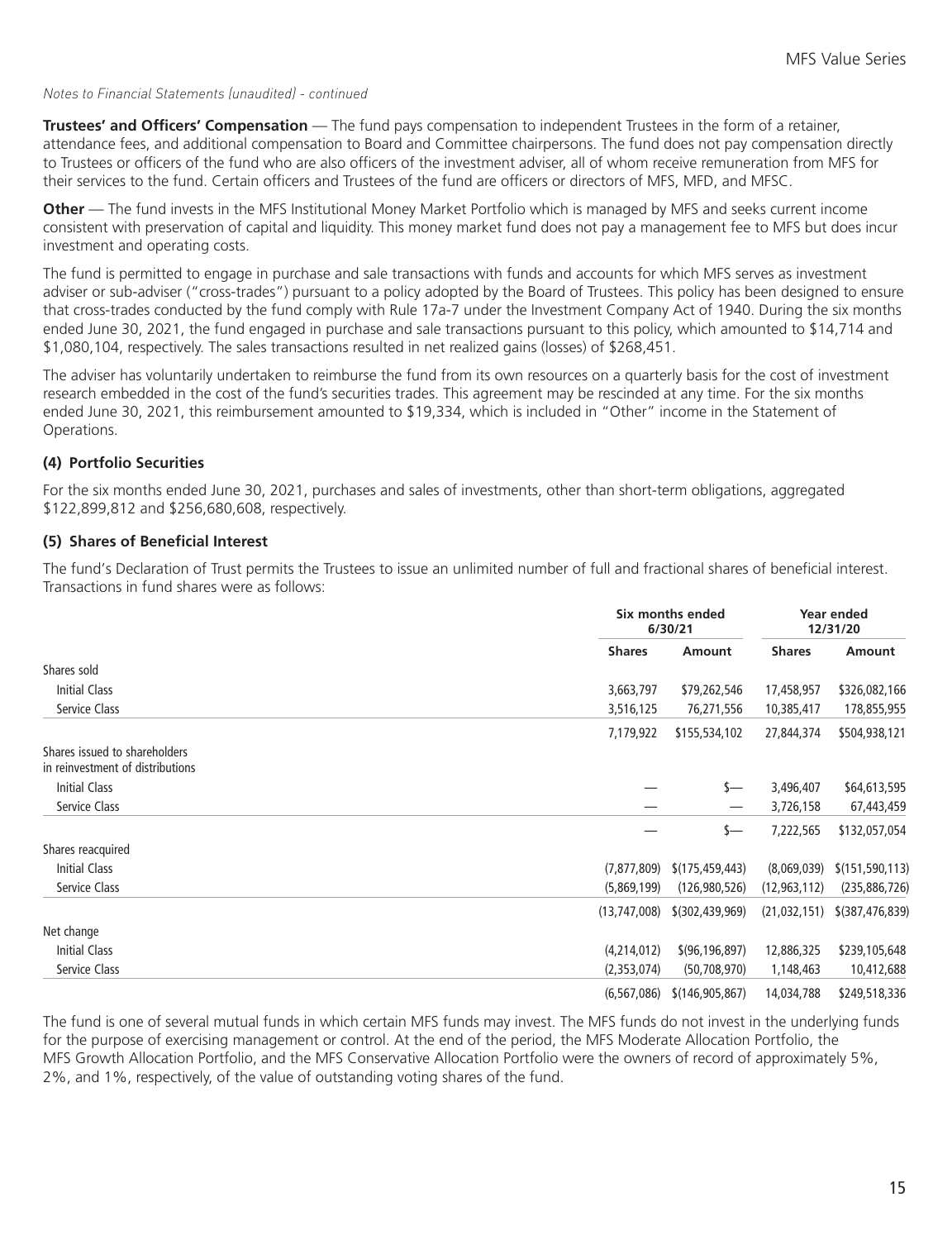*Notes to Financial Statements (unaudited) - continued*

**Trustees' and Officers' Compensation** — The fund pays compensation to independent Trustees in the form of a retainer, attendance fees, and additional compensation to Board and Committee chairpersons. The fund does not pay compensation directly to Trustees or officers of the fund who are also officers of the investment adviser, all of whom receive remuneration from MFS for their services to the fund. Certain officers and Trustees of the fund are officers or directors of MFS, MFD, and MFSC.

**Other** — The fund invests in the MFS Institutional Money Market Portfolio which is managed by MFS and seeks current income consistent with preservation of capital and liquidity. This money market fund does not pay a management fee to MFS but does incur investment and operating costs.

The fund is permitted to engage in purchase and sale transactions with funds and accounts for which MFS serves as investment adviser or sub-adviser ("cross-trades") pursuant to a policy adopted by the Board of Trustees. This policy has been designed to ensure that cross-trades conducted by the fund comply with Rule 17a-7 under the Investment Company Act of 1940. During the six months ended June 30, 2021, the fund engaged in purchase and sale transactions pursuant to this policy, which amounted to $14,714 and $1,080,104, respectively. The sales transactions resulted in net realized gains (losses) of $268,451.

The adviser has voluntarily undertaken to reimburse the fund from its own resources on a quarterly basis for the cost of investment research embedded in the cost of the fund's securities trades. This agreement may be rescinded at any time. For the six months ended June 30, 2021, this reimbursement amounted to $19,334, which is included in "Other" income in the Statement of Operations.

### (4) Portfolio Securities

For the six months ended June 30, 2021, purchases and sales of investments, other than short-term obligations, aggregated $122,899,812 and $256,680,608, respectively.

### (5) Shares of Beneficial Interest

The fund's Declaration of Trust permits the Trustees to issue an unlimited number of full and fractional shares of beneficial interest. Transactions in fund shares were as follows:

| | Six months ended 6/30/21 | | Year ended 12/31/20 | |
|---|---|---|---|---|
| | **Shares** | **Amount** | **Shares** | **Amount** |
| Shares sold | | | | |
| Initial Class | 3,663,797 | $79,262,546 | 17,458,957 | $326,082,166 |
| Service Class | 3,516,125 | 76,271,556 | 10,385,417 | 178,855,955 |
| | 7,179,922 | $155,534,102 | 27,844,374 | $504,938,121 |
| Shares issued to shareholders in reinvestment of distributions | | | | |
| Initial Class | — | $— | 3,496,407 | $64,613,595 |
| Service Class | — | — | 3,726,158 | 67,443,459 |
| | — | $— | 7,222,565 | $132,057,054 |
| Shares reacquired | | | | |
| Initial Class | (7,877,809) | $(175,459,443) | (8,069,039) | $(151,590,113) |
| Service Class | (5,869,199) | (126,980,526) | (12,963,112) | (235,886,726) |
| | (13,747,008) | $(302,439,969) | (21,032,151) | $(387,476,839) |
| Net change | | | | |
| Initial Class | (4,214,012) | $(96,196,897) | 12,886,325 | $239,105,648 |
| Service Class | (2,353,074) | (50,708,970) | 1,148,463 | 10,412,688 |
| | (6,567,086) | $(146,905,867) | 14,034,788 | $249,518,336 |

The fund is one of several mutual funds in which certain MFS funds may invest. The MFS funds do not invest in the underlying funds for the purpose of exercising management or control. At the end of the period, the MFS Moderate Allocation Portfolio, the MFS Growth Allocation Portfolio, and the MFS Conservative Allocation Portfolio were the owners of record of approximately 5%, 2%, and 1%, respectively, of the value of outstanding voting shares of the fund.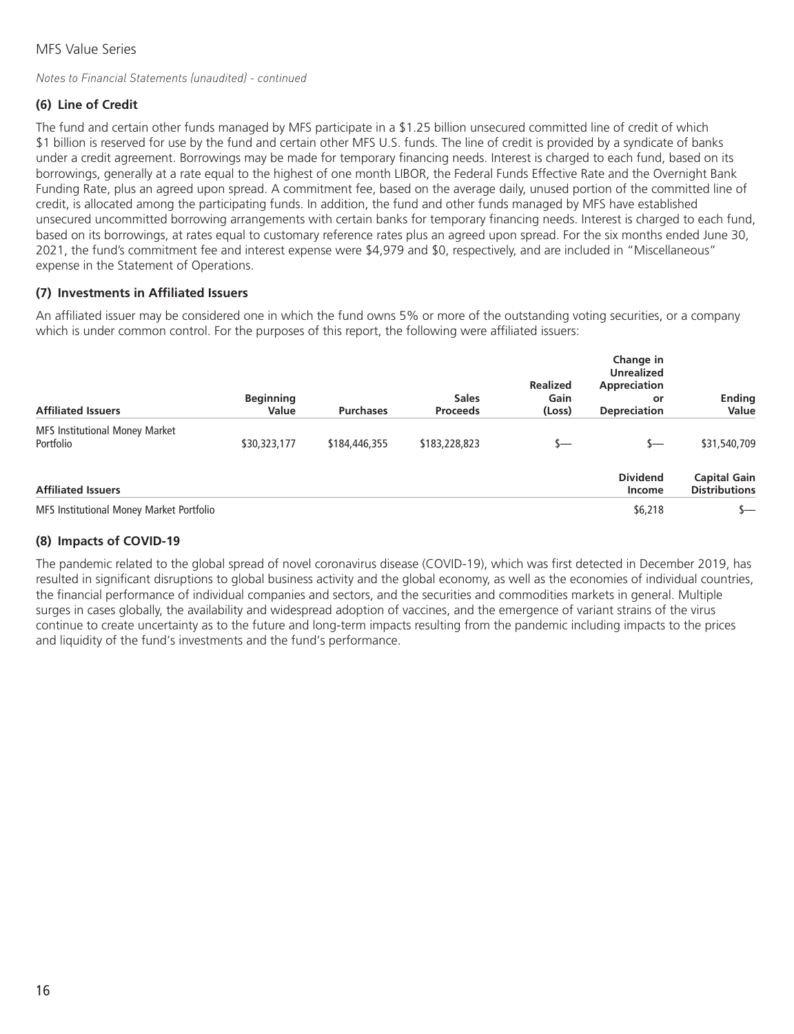*Notes to Financial Statements (unaudited) - continued*

### (6) Line of Credit

The fund and certain other funds managed by MFS participate in a $1.25 billion unsecured committed line of credit of which $1 billion is reserved for use by the fund and certain other MFS U.S. funds. The line of credit is provided by a syndicate of banks under a credit agreement. Borrowings may be made for temporary financing needs. Interest is charged to each fund, based on its borrowings, generally at a rate equal to the highest of one month LIBOR, the Federal Funds Effective Rate and the Overnight Bank Funding Rate, plus an agreed upon spread. A commitment fee, based on the average daily, unused portion of the committed line of credit, is allocated among the participating funds. In addition, the fund and other funds managed by MFS have established unsecured uncommitted borrowing arrangements with certain banks for temporary financing needs. Interest is charged to each fund, based on its borrowings, at rates equal to customary reference rates plus an agreed upon spread. For the six months ended June 30, 2021, the fund's commitment fee and interest expense were $4,979 and $0, respectively, and are included in "Miscellaneous" expense in the Statement of Operations.

### (7) Investments in Affiliated Issuers

An affiliated issuer may be considered one in which the fund owns 5% or more of the outstanding voting securities, or a company which is under common control. For the purposes of this report, the following were affiliated issuers:

| Affiliated Issuers | Beginning Value | Purchases | Sales Proceeds | Realized Gain (Loss) | Change in Unrealized Appreciation or Depreciation | Ending Value |
|---|---|---|---|---|---|---|
| MFS Institutional Money Market Portfolio | $30,323,177 | $184,446,355 | $183,228,823 | $— | $— | $31,540,709 |

| Affiliated Issuers | Dividend Income | Capital Gain Distributions |
|---|---|---|
| MFS Institutional Money Market Portfolio | $6,218 | $— |

### (8) Impacts of COVID-19

The pandemic related to the global spread of novel coronavirus disease (COVID-19), which was first detected in December 2019, has resulted in significant disruptions to global business activity and the global economy, as well as the economies of individual countries, the financial performance of individual companies and sectors, and the securities and commodities markets in general. Multiple surges in cases globally, the availability and widespread adoption of vaccines, and the emergence of variant strains of the virus continue to create uncertainty as to the future and long-term impacts resulting from the pandemic including impacts to the prices and liquidity of the fund's investments and the fund's performance.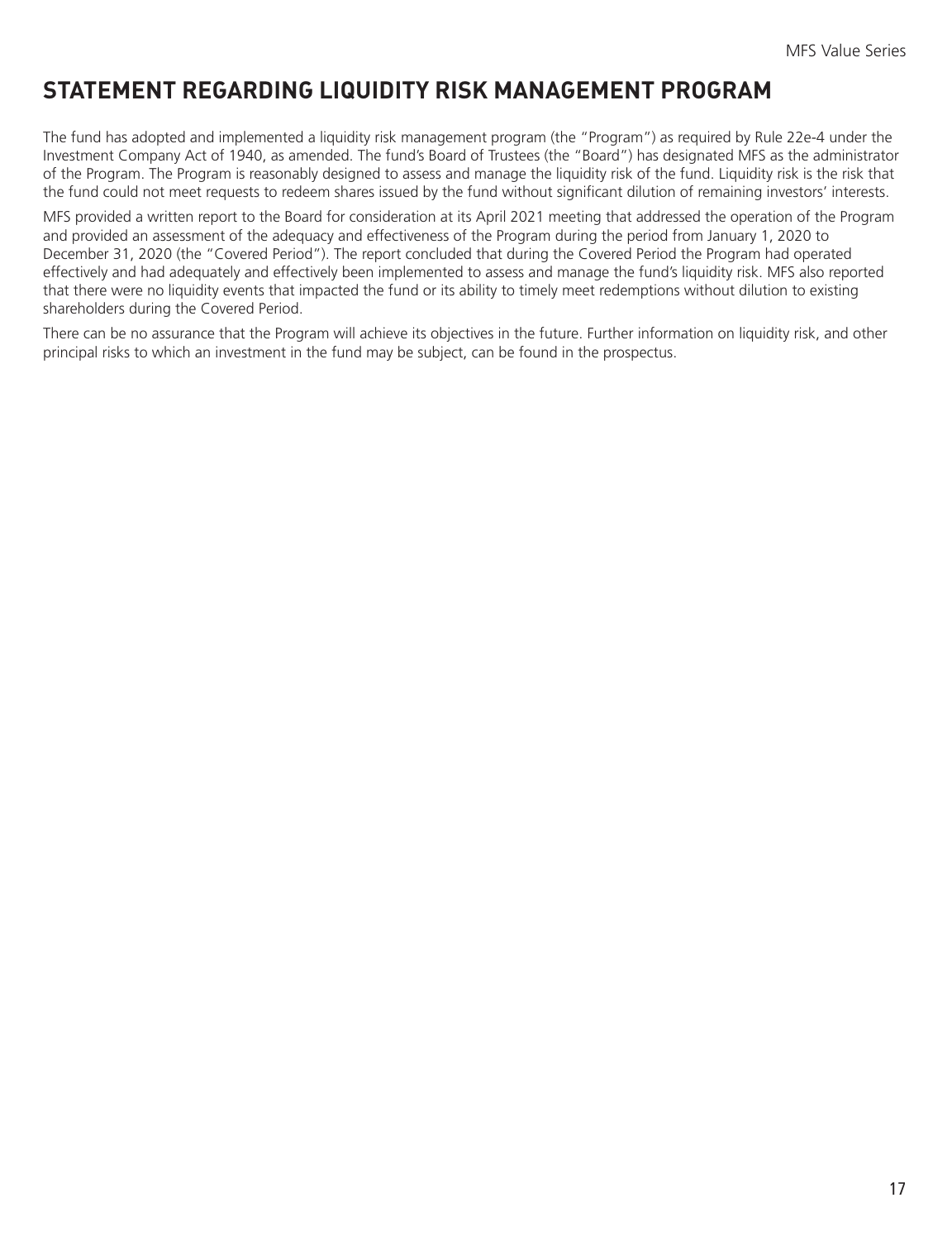# STATEMENT REGARDING LIQUIDITY RISK MANAGEMENT PROGRAM

The fund has adopted and implemented a liquidity risk management program (the "Program") as required by Rule 22e-4 under the Investment Company Act of 1940, as amended. The fund's Board of Trustees (the "Board") has designated MFS as the administrator of the Program. The Program is reasonably designed to assess and manage the liquidity risk of the fund. Liquidity risk is the risk that the fund could not meet requests to redeem shares issued by the fund without significant dilution of remaining investors' interests.

MFS provided a written report to the Board for consideration at its April 2021 meeting that addressed the operation of the Program and provided an assessment of the adequacy and effectiveness of the Program during the period from January 1, 2020 to December 31, 2020 (the "Covered Period"). The report concluded that during the Covered Period the Program had operated effectively and had adequately and effectively been implemented to assess and manage the fund's liquidity risk. MFS also reported that there were no liquidity events that impacted the fund or its ability to timely meet redemptions without dilution to existing shareholders during the Covered Period.

There can be no assurance that the Program will achieve its objectives in the future. Further information on liquidity risk, and other principal risks to which an investment in the fund may be subject, can be found in the prospectus.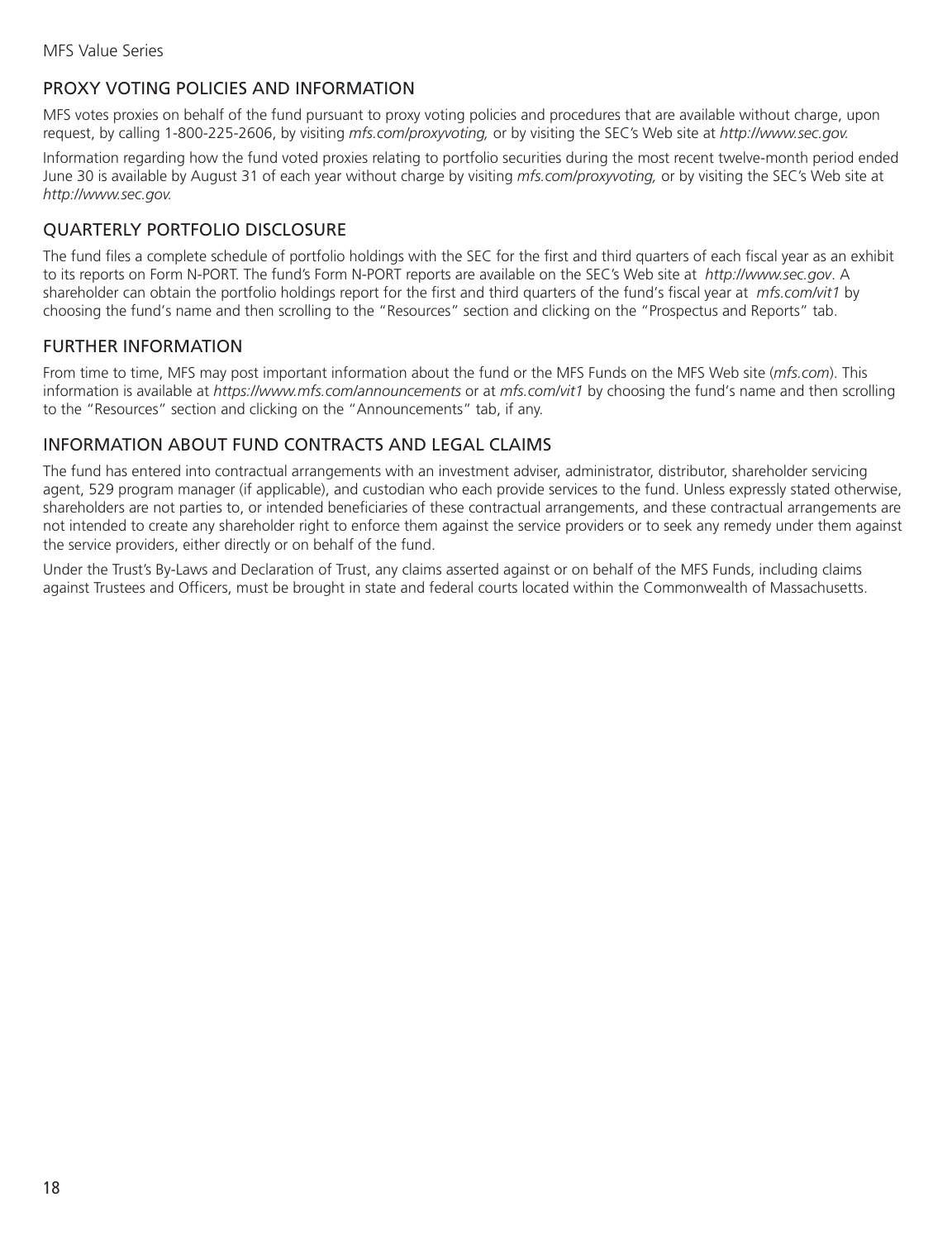## PROXY VOTING POLICIES AND INFORMATION

MFS votes proxies on behalf of the fund pursuant to proxy voting policies and procedures that are available without charge, upon request, by calling 1-800-225-2606, by visiting *mfs.com/proxyvoting,* or by visiting the SEC's Web site at *http://www.sec.gov.*

Information regarding how the fund voted proxies relating to portfolio securities during the most recent twelve-month period ended June 30 is available by August 31 of each year without charge by visiting *mfs.com/proxyvoting,* or by visiting the SEC's Web site at *http://www.sec.gov.*

## QUARTERLY PORTFOLIO DISCLOSURE

The fund files a complete schedule of portfolio holdings with the SEC for the first and third quarters of each fiscal year as an exhibit to its reports on Form N-PORT. The fund's Form N-PORT reports are available on the SEC's Web site at *http://www.sec.gov*. A shareholder can obtain the portfolio holdings report for the first and third quarters of the fund's fiscal year at *mfs.com/vit1* by choosing the fund's name and then scrolling to the "Resources" section and clicking on the "Prospectus and Reports" tab.

## FURTHER INFORMATION

From time to time, MFS may post important information about the fund or the MFS Funds on the MFS Web site (*mfs.com*). This information is available at *https://www.mfs.com/announcements* or at *mfs.com/vit1* by choosing the fund's name and then scrolling to the "Resources" section and clicking on the "Announcements" tab, if any.

## INFORMATION ABOUT FUND CONTRACTS AND LEGAL CLAIMS

The fund has entered into contractual arrangements with an investment adviser, administrator, distributor, shareholder servicing agent, 529 program manager (if applicable), and custodian who each provide services to the fund. Unless expressly stated otherwise, shareholders are not parties to, or intended beneficiaries of these contractual arrangements, and these contractual arrangements are not intended to create any shareholder right to enforce them against the service providers or to seek any remedy under them against the service providers, either directly or on behalf of the fund.

Under the Trust's By-Laws and Declaration of Trust, any claims asserted against or on behalf of the MFS Funds, including claims against Trustees and Officers, must be brought in state and federal courts located within the Commonwealth of Massachusetts.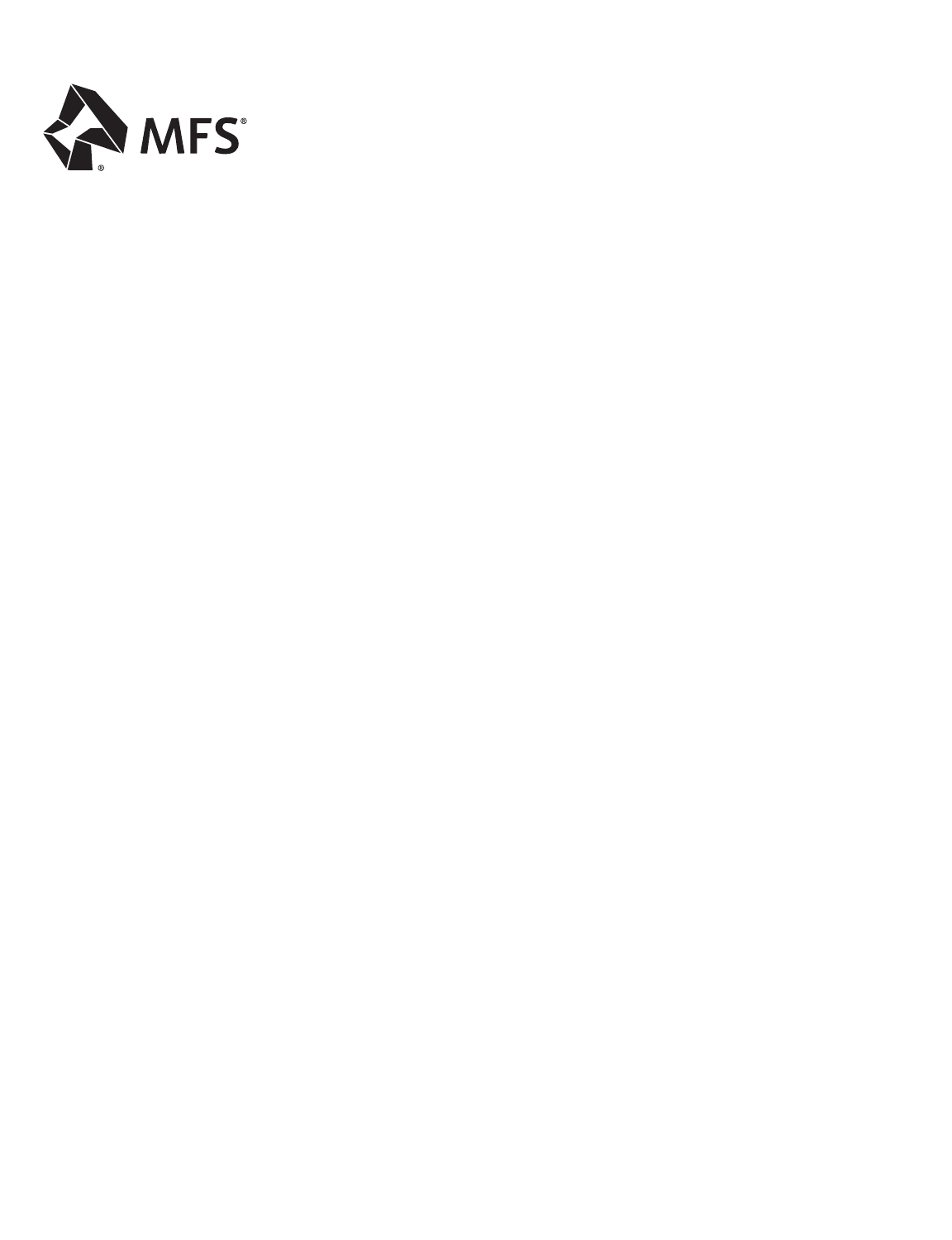MFS®